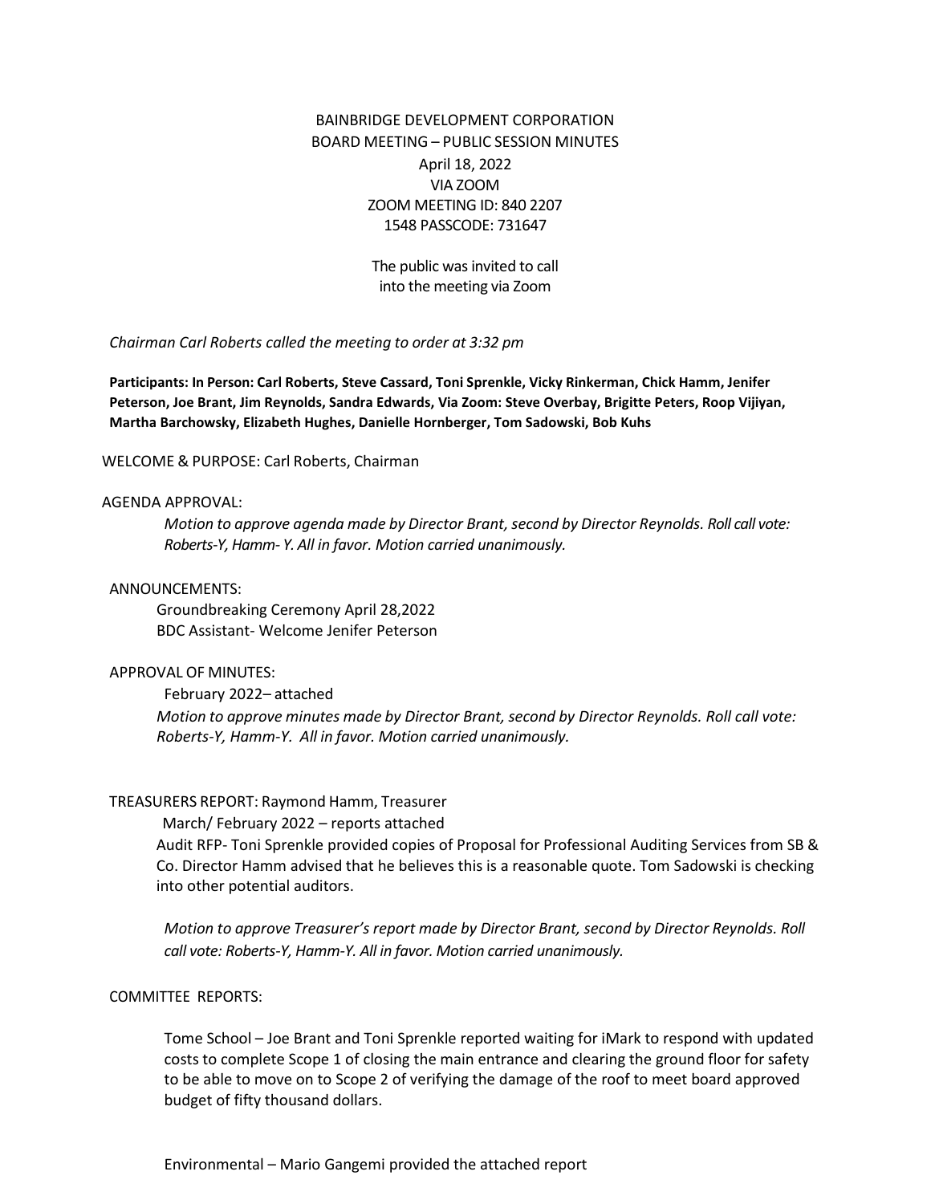BAINBRIDGE DEVELOPMENT CORPORATION
BOARD MEETING – PUBLIC SESSION MINUTES
April 18, 2022
VIA ZOOM
ZOOM MEETING ID: 840 2207
1548 PASSCODE: 731647

The public was invited to call into the meeting via Zoom

*Chairman Carl Roberts called the meeting to order at 3:32 pm*

**Participants: In Person: Carl Roberts, Steve Cassard, Toni Sprenkle, Vicky Rinkerman, Chick Hamm, Jenifer Peterson, Joe Brant, Jim Reynolds, Sandra Edwards, Via Zoom: Steve Overbay, Brigitte Peters, Roop Vijiyan, Martha Barchowsky, Elizabeth Hughes, Danielle Hornberger, Tom Sadowski, Bob Kuhs**

WELCOME & PURPOSE: Carl Roberts, Chairman

AGENDA APPROVAL:

*Motion to approve agenda made by Director Brant, second by Director Reynolds. Roll call vote: Roberts-Y, Hamm- Y. All in favor. Motion carried unanimously.*

ANNOUNCEMENTS:

Groundbreaking Ceremony April 28,2022
BDC Assistant- Welcome Jenifer Peterson

APPROVAL OF MINUTES:

February 2022– attached

*Motion to approve minutes made by Director Brant, second by Director Reynolds. Roll call vote: Roberts-Y, Hamm-Y. All in favor. Motion carried unanimously.*

TREASURERS REPORT: Raymond Hamm, Treasurer

March/ February 2022 – reports attached

Audit RFP- Toni Sprenkle provided copies of Proposal for Professional Auditing Services from SB & Co. Director Hamm advised that he believes this is a reasonable quote. Tom Sadowski is checking into other potential auditors.

*Motion to approve Treasurer's report made by Director Brant, second by Director Reynolds. Roll call vote: Roberts-Y, Hamm-Y. All in favor. Motion carried unanimously.*

COMMITTEE REPORTS:

Tome School – Joe Brant and Toni Sprenkle reported waiting for iMark to respond with updated costs to complete Scope 1 of closing the main entrance and clearing the ground floor for safety to be able to move on to Scope 2 of verifying the damage of the roof to meet board approved budget of fifty thousand dollars.

Environmental – Mario Gangemi provided the attached report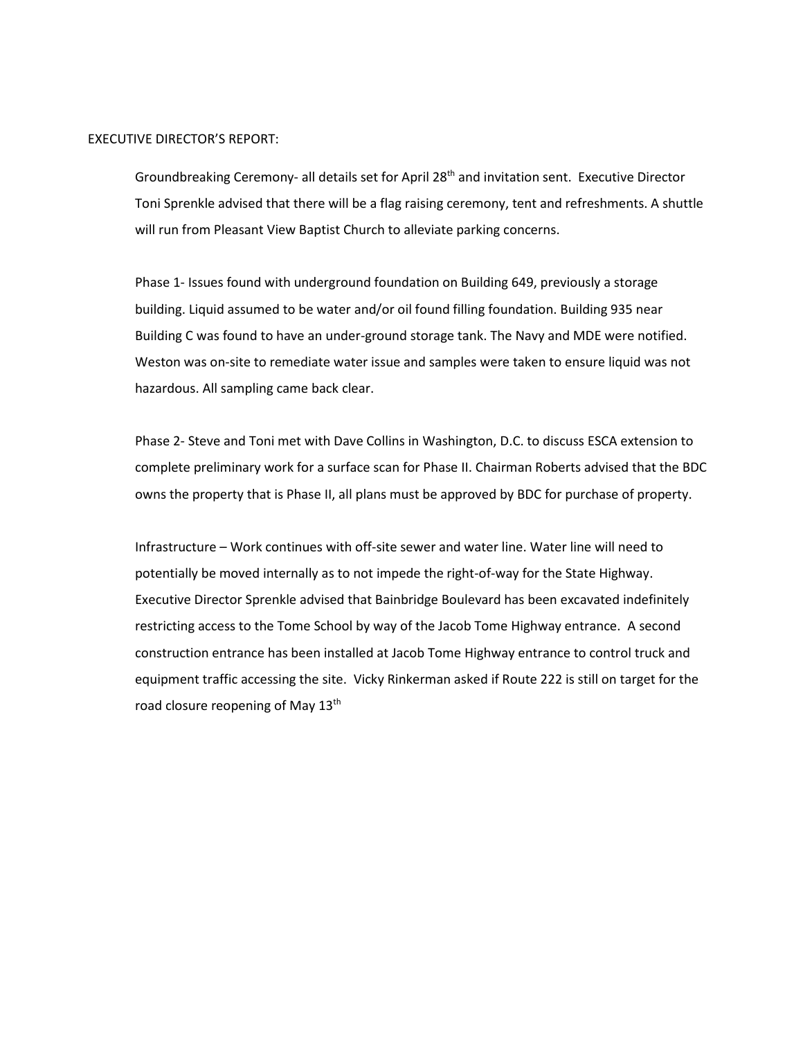EXECUTIVE DIRECTOR'S REPORT:

Groundbreaking Ceremony- all details set for April 28th and invitation sent. Executive Director Toni Sprenkle advised that there will be a flag raising ceremony, tent and refreshments. A shuttle will run from Pleasant View Baptist Church to alleviate parking concerns.

Phase 1- Issues found with underground foundation on Building 649, previously a storage building. Liquid assumed to be water and/or oil found filling foundation. Building 935 near Building C was found to have an under-ground storage tank. The Navy and MDE were notified. Weston was on-site to remediate water issue and samples were taken to ensure liquid was not hazardous. All sampling came back clear.

Phase 2- Steve and Toni met with Dave Collins in Washington, D.C. to discuss ESCA extension to complete preliminary work for a surface scan for Phase II. Chairman Roberts advised that the BDC owns the property that is Phase II, all plans must be approved by BDC for purchase of property.

Infrastructure – Work continues with off-site sewer and water line. Water line will need to potentially be moved internally as to not impede the right-of-way for the State Highway. Executive Director Sprenkle advised that Bainbridge Boulevard has been excavated indefinitely restricting access to the Tome School by way of the Jacob Tome Highway entrance. A second construction entrance has been installed at Jacob Tome Highway entrance to control truck and equipment traffic accessing the site. Vicky Rinkerman asked if Route 222 is still on target for the road closure reopening of May 13th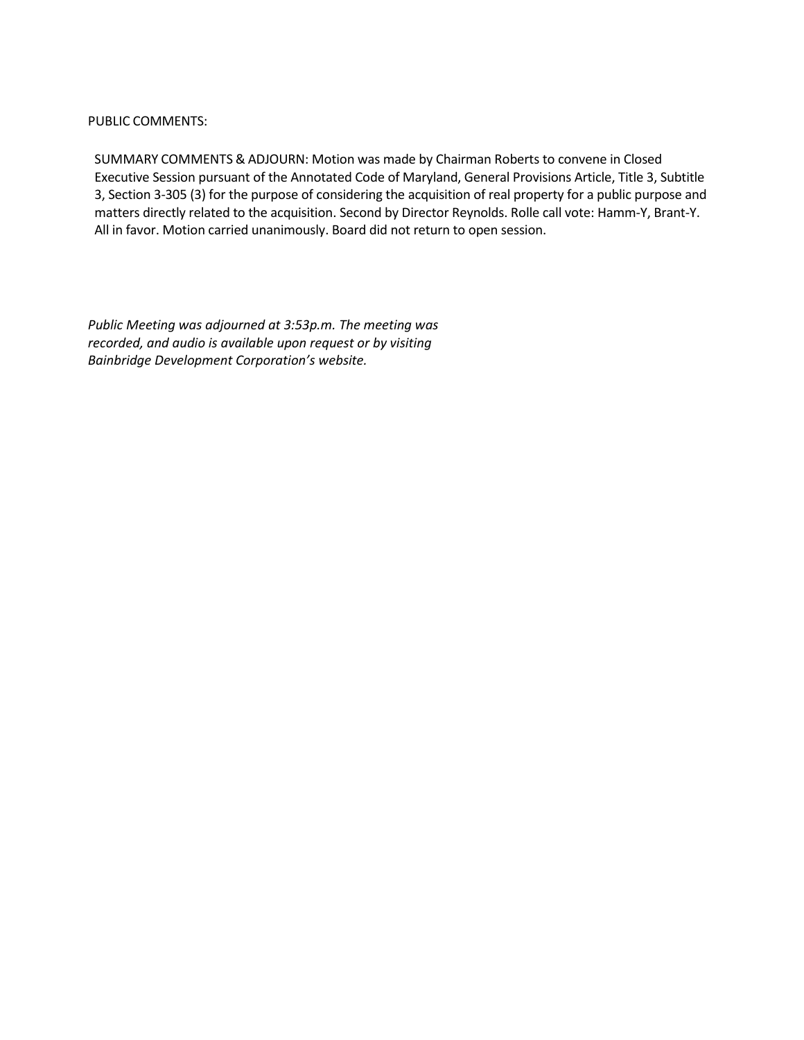PUBLIC COMMENTS:

SUMMARY COMMENTS & ADJOURN: Motion was made by Chairman Roberts to convene in Closed Executive Session pursuant of the Annotated Code of Maryland, General Provisions Article, Title 3, Subtitle 3, Section 3-305 (3) for the purpose of considering the acquisition of real property for a public purpose and matters directly related to the acquisition. Second by Director Reynolds. Rolle call vote: Hamm-Y, Brant-Y. All in favor. Motion carried unanimously. Board did not return to open session.

*Public Meeting was adjourned at 3:53p.m. The meeting was recorded, and audio is available upon request or by visiting Bainbridge Development Corporation's website.*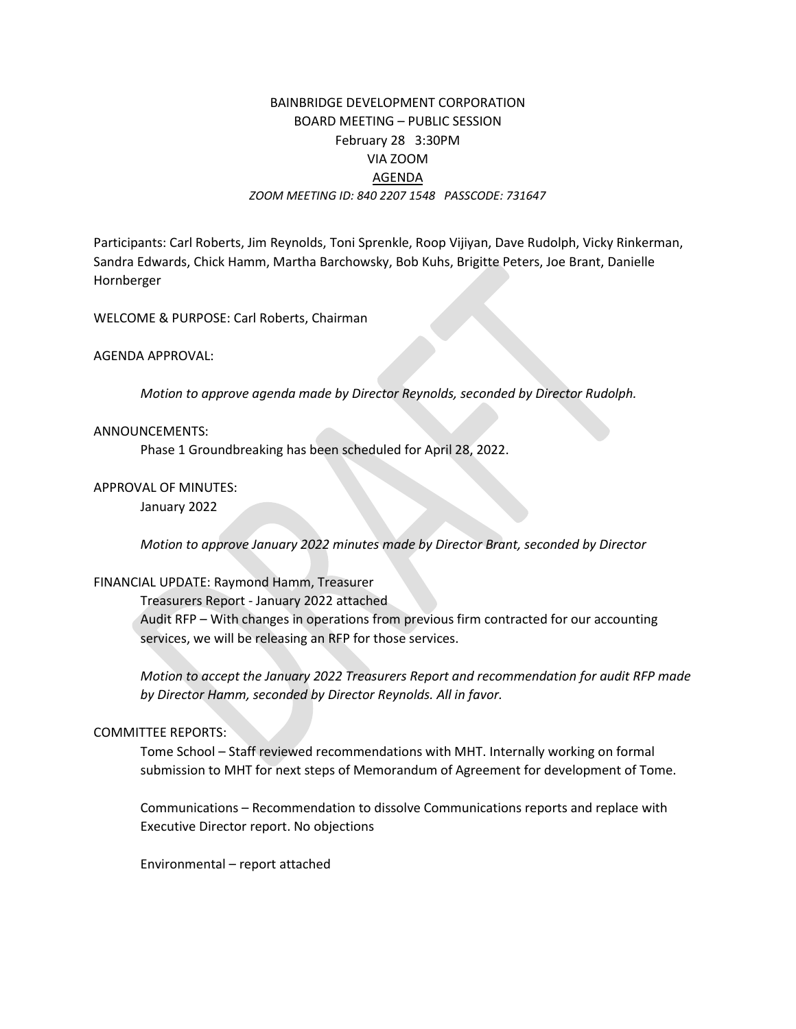BAINBRIDGE DEVELOPMENT CORPORATION
BOARD MEETING – PUBLIC SESSION
February 28 3:30PM
VIA ZOOM
AGENDA
*ZOOM MEETING ID: 840 2207 1548 PASSCODE: 731647*

Participants: Carl Roberts, Jim Reynolds, Toni Sprenkle, Roop Vijiyan, Dave Rudolph, Vicky Rinkerman, Sandra Edwards, Chick Hamm, Martha Barchowsky, Bob Kuhs, Brigitte Peters, Joe Brant, Danielle Hornberger

WELCOME & PURPOSE: Carl Roberts, Chairman

AGENDA APPROVAL:

*Motion to approve agenda made by Director Reynolds, seconded by Director Rudolph.*

ANNOUNCEMENTS:

Phase 1 Groundbreaking has been scheduled for April 28, 2022.

APPROVAL OF MINUTES:

January 2022

*Motion to approve January 2022 minutes made by Director Brant, seconded by Director*

FINANCIAL UPDATE: Raymond Hamm, Treasurer

Treasurers Report - January 2022 attached

Audit RFP – With changes in operations from previous firm contracted for our accounting services, we will be releasing an RFP for those services.

*Motion to accept the January 2022 Treasurers Report and recommendation for audit RFP made by Director Hamm, seconded by Director Reynolds. All in favor.*

COMMITTEE REPORTS:

Tome School – Staff reviewed recommendations with MHT. Internally working on formal submission to MHT for next steps of Memorandum of Agreement for development of Tome.

Communications – Recommendation to dissolve Communications reports and replace with Executive Director report. No objections

Environmental – report attached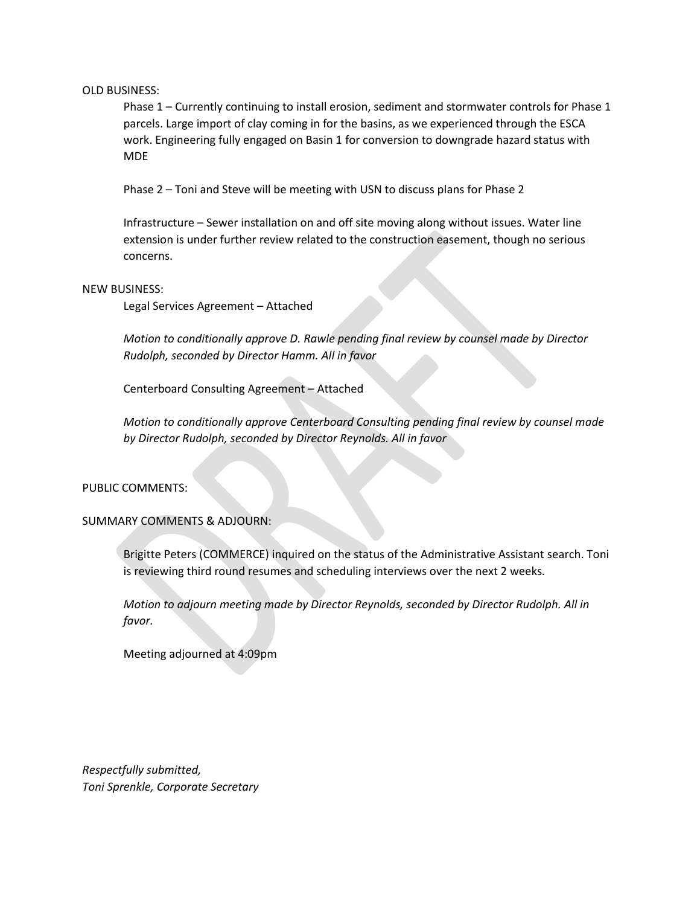OLD BUSINESS:

Phase 1 – Currently continuing to install erosion, sediment and stormwater controls for Phase 1 parcels. Large import of clay coming in for the basins, as we experienced through the ESCA work. Engineering fully engaged on Basin 1 for conversion to downgrade hazard status with MDE

Phase 2 – Toni and Steve will be meeting with USN to discuss plans for Phase 2

Infrastructure – Sewer installation on and off site moving along without issues. Water line extension is under further review related to the construction easement, though no serious concerns.

NEW BUSINESS:

Legal Services Agreement – Attached

*Motion to conditionally approve D. Rawle pending final review by counsel made by Director Rudolph, seconded by Director Hamm. All in favor*

Centerboard Consulting Agreement – Attached

*Motion to conditionally approve Centerboard Consulting pending final review by counsel made by Director Rudolph, seconded by Director Reynolds. All in favor*

PUBLIC COMMENTS:

SUMMARY COMMENTS & ADJOURN:

Brigitte Peters (COMMERCE) inquired on the status of the Administrative Assistant search. Toni is reviewing third round resumes and scheduling interviews over the next 2 weeks.

*Motion to adjourn meeting made by Director Reynolds, seconded by Director Rudolph. All in favor.*

Meeting adjourned at 4:09pm

*Respectfully submitted,*
*Toni Sprenkle, Corporate Secretary*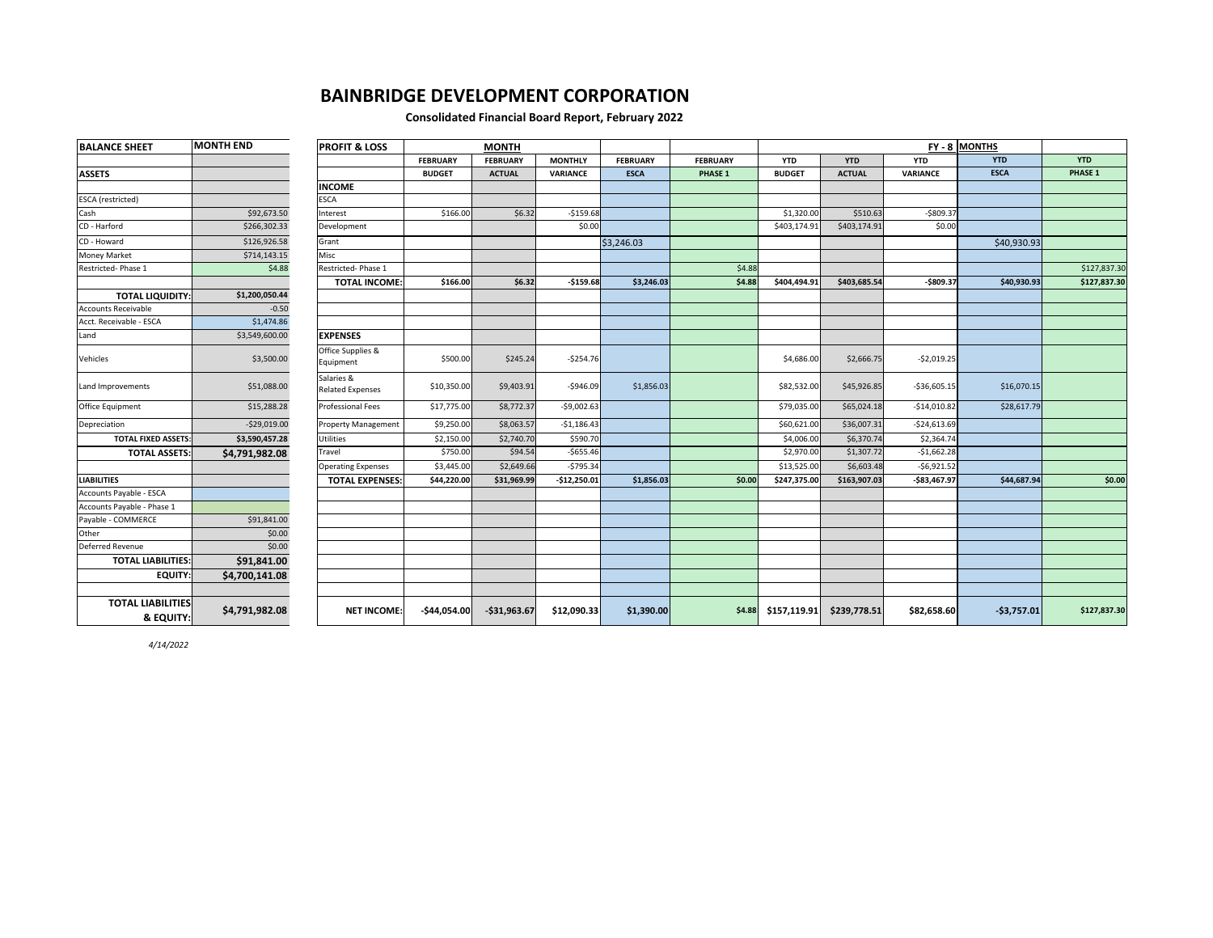# BAINBRIDGE DEVELOPMENT CORPORATION

**Consolidated Financial Board Report, February 2022**

| BALANCE SHEET | MONTH END |
|---|---|
| **ASSETS** | |
| ESCA (restricted) | |
| Cash | $92,673.50 |
| CD - Harford | $266,302.33 |
| CD - Howard | $126,926.58 |
| Money Market | $714,143.15 |
| Restricted- Phase 1 | $4.88 |
| **TOTAL LIQUIDITY:** | **$1,200,050.44** |
| Accounts Receivable | -0.50 |
| Acct. Receivable - ESCA | $1,474.86 |
| Land | $3,549,600.00 |
| Vehicles | $3,500.00 |
| Land Improvements | $51,088.00 |
| Office Equipment | $15,288.28 |
| Depreciation | -$29,019.00 |
| **TOTAL FIXED ASSETS:** | **$3,590,457.28** |
| **TOTAL ASSETS:** | **$4,791,982.08** |
| **LIABILITIES** | |
| Accounts Payable - ESCA | |
| Accounts Payable - Phase 1 | |
| Payable - COMMERCE | $91,841.00 |
| Other | $0.00 |
| Deferred Revenue | $0.00 |
| **TOTAL LIABILITIES:** | **$91,841.00** |
| **EQUITY:** | **$4,700,141.08** |
| **TOTAL LIABILITIES & EQUITY:** | **$4,791,982.08** |

| PROFIT & LOSS | MONTH | | | | | FY - 8 MONTHS | | | | |
|---|---|---|---|---|---|---|---|---|---|---|
| | FEBRUARY BUDGET | FEBRUARY ACTUAL | MONTHLY VARIANCE | FEBRUARY ESCA | FEBRUARY PHASE 1 | YTD BUDGET | YTD ACTUAL | YTD VARIANCE | YTD ESCA | YTD PHASE 1 |
| **INCOME** | | | | | | | | | | |
| ESCA | | | | | | | | | | |
| Interest | $166.00 | $6.32 | -$159.68 | | | $1,320.00 | $510.63 | -$809.37 | | |
| Development | | | $0.00 | | | $403,174.91 | $403,174.91 | $0.00 | | |
| Grant | | | | $3,246.03 | | | | | $40,930.93 | |
| Misc | | | | | | | | | | |
| Restricted- Phase 1 | | | | | $4.88 | | | | | $127,837.30 |
| **TOTAL INCOME:** | **$166.00** | **$6.32** | **-$159.68** | **$3,246.03** | **$4.88** | **$404,494.91** | **$403,685.54** | **-$809.37** | **$40,930.93** | **$127,837.30** |
| **EXPENSES** | | | | | | | | | | |
| Office Supplies & Equipment | $500.00 | $245.24 | -$254.76 | | | $4,686.00 | $2,666.75 | -$2,019.25 | | |
| Salaries & Related Expenses | $10,350.00 | $9,403.91 | -$946.09 | $1,856.03 | | $82,532.00 | $45,926.85 | -$36,605.15 | $16,070.15 | |
| Professional Fees | $17,775.00 | $8,772.37 | -$9,002.63 | | | $79,035.00 | $65,024.18 | -$14,010.82 | $28,617.79 | |
| Property Management | $9,250.00 | $8,063.57 | -$1,186.43 | | | $60,621.00 | $36,007.31 | -$24,613.69 | | |
| Utilities | $2,150.00 | $2,740.70 | $590.70 | | | $4,006.00 | $6,370.74 | $2,364.74 | | |
| Travel | $750.00 | $94.54 | -$655.46 | | | $2,970.00 | $1,307.72 | -$1,662.28 | | |
| Operating Expenses | $3,445.00 | $2,649.66 | -$795.34 | | | $13,525.00 | $6,603.48 | -$6,921.52 | | |
| **TOTAL EXPENSES:** | **$44,220.00** | **$31,969.99** | **-$12,250.01** | **$1,856.03** | **$0.00** | **$247,375.00** | **$163,907.03** | **-$83,467.97** | **$44,687.94** | **$0.00** |
| **NET INCOME:** | **-$44,054.00** | **-$31,963.67** | **$12,090.33** | **$1,390.00** | **$4.88** | **$157,119.91** | **$239,778.51** | **$82,658.60** | **-$3,757.01** | **$127,837.30** |

*4/14/2022*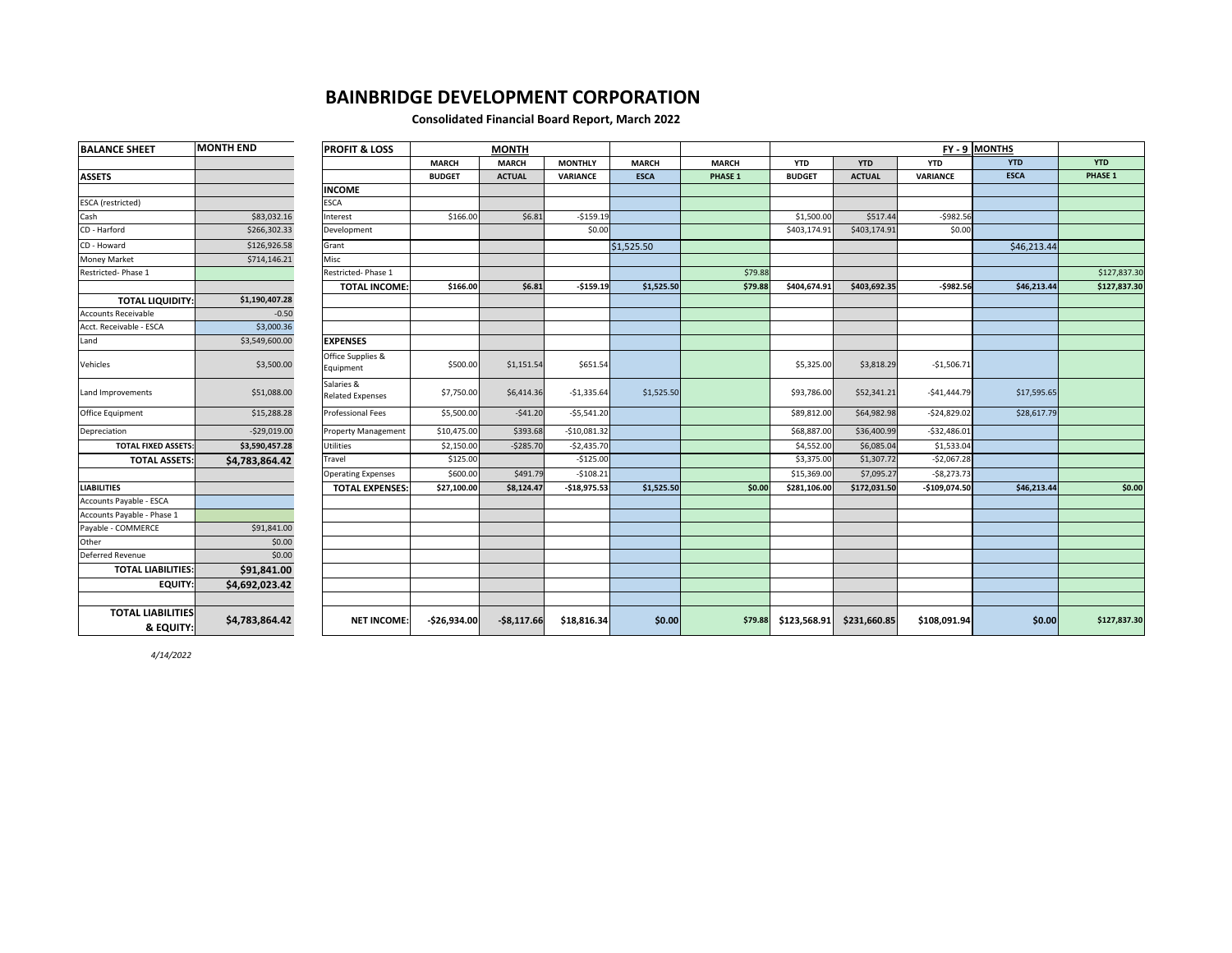# BAINBRIDGE DEVELOPMENT CORPORATION

**Consolidated Financial Board Report, March 2022**

| BALANCE SHEET | MONTH END |
|---|---|
| **ASSETS** | |
| ESCA (restricted) | |
| Cash | $83,032.16 |
| CD - Harford | $266,302.33 |
| CD - Howard | $126,926.58 |
| Money Market | $714,146.21 |
| Restricted- Phase 1 | |
| **TOTAL LIQUIDITY:** | **$1,190,407.28** |
| Accounts Receivable | -0.50 |
| Acct. Receivable - ESCA | $3,000.36 |
| Land | $3,549,600.00 |
| Vehicles | $3,500.00 |
| Land Improvements | $51,088.00 |
| Office Equipment | $15,288.28 |
| Depreciation | -$29,019.00 |
| **TOTAL FIXED ASSETS:** | **$3,590,457.28** |
| **TOTAL ASSETS:** | **$4,783,864.42** |
| **LIABILITIES** | |
| Accounts Payable - ESCA | |
| Accounts Payable - Phase 1 | |
| Payable - COMMERCE | $91,841.00 |
| Other | $0.00 |
| Deferred Revenue | $0.00 |
| **TOTAL LIABILITIES:** | **$91,841.00** |
| **EQUITY:** | **$4,692,023.42** |
| **TOTAL LIABILITIES & EQUITY:** | **$4,783,864.42** |

| PROFIT & LOSS | MONTH | | | | | FY - 9 MONTHS | | | | |
|---|---|---|---|---|---|---|---|---|---|---|
| | MARCH BUDGET | MARCH ACTUAL | MONTHLY VARIANCE | MARCH ESCA | MARCH PHASE 1 | YTD BUDGET | YTD ACTUAL | YTD VARIANCE | YTD ESCA | YTD PHASE 1 |
| **INCOME** | | | | | | | | | | |
| ESCA | | | | | | | | | | |
| Interest | $166.00 | $6.81 | -$159.19 | | | $1,500.00 | $517.44 | -$982.56 | | |
| Development | | | $0.00 | | | $403,174.91 | $403,174.91 | $0.00 | | |
| Grant | | | | $1,525.50 | | | | | $46,213.44 | |
| Misc | | | | | | | | | | |
| Restricted- Phase 1 | | | | | $79.88 | | | | | $127,837.30 |
| **TOTAL INCOME:** | **$166.00** | **$6.81** | **-$159.19** | **$1,525.50** | **$79.88** | **$404,674.91** | **$403,692.35** | **-$982.56** | **$46,213.44** | **$127,837.30** |
| **EXPENSES** | | | | | | | | | | |
| Office Supplies & Equipment | $500.00 | $1,151.54 | $651.54 | | | $5,325.00 | $3,818.29 | -$1,506.71 | | |
| Salaries & Related Expenses | $7,750.00 | $6,414.36 | -$1,335.64 | $1,525.50 | | $93,786.00 | $52,341.21 | -$41,444.79 | $17,595.65 | |
| Professional Fees | $5,500.00 | -$41.20 | -$5,541.20 | | | $89,812.00 | $64,982.98 | -$24,829.02 | $28,617.79 | |
| Property Management | $10,475.00 | $393.68 | -$10,081.32 | | | $68,887.00 | $36,400.99 | -$32,486.01 | | |
| Utilities | $2,150.00 | -$285.70 | -$2,435.70 | | | $4,552.00 | $6,085.04 | $1,533.04 | | |
| Travel | $125.00 | | -$125.00 | | | $3,375.00 | $1,307.72 | -$2,067.28 | | |
| Operating Expenses | $600.00 | $491.79 | -$108.21 | | | $15,369.00 | $7,095.27 | -$8,273.73 | | |
| **TOTAL EXPENSES:** | **$27,100.00** | **$8,124.47** | **-$18,975.53** | **$1,525.50** | **$0.00** | **$281,106.00** | **$172,031.50** | **-$109,074.50** | **$46,213.44** | **$0.00** |
| **NET INCOME:** | **-$26,934.00** | **-$8,117.66** | **$18,816.34** | **$0.00** | **$79.88** | **$123,568.91** | **$231,660.85** | **$108,091.94** | **$0.00** | **$127,837.30** |

*4/14/2022*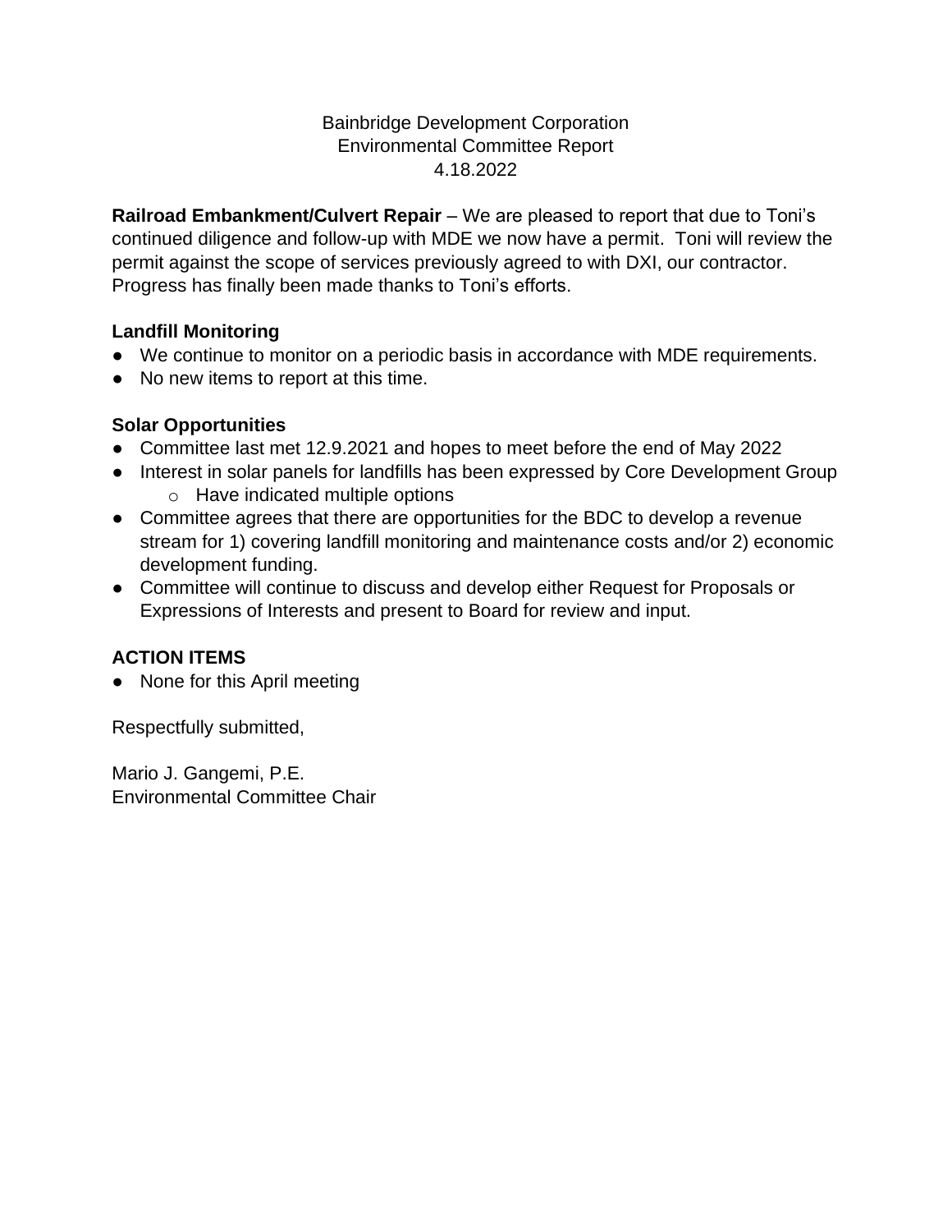Bainbridge Development Corporation
Environmental Committee Report
4.18.2022

**Railroad Embankment/Culvert Repair** – We are pleased to report that due to Toni's continued diligence and follow-up with MDE we now have a permit. Toni will review the permit against the scope of services previously agreed to with DXI, our contractor. Progress has finally been made thanks to Toni's efforts.

**Landfill Monitoring**

- We continue to monitor on a periodic basis in accordance with MDE requirements.
- No new items to report at this time.

**Solar Opportunities**

- Committee last met 12.9.2021 and hopes to meet before the end of May 2022
- Interest in solar panels for landfills has been expressed by Core Development Group
    - Have indicated multiple options
- Committee agrees that there are opportunities for the BDC to develop a revenue stream for 1) covering landfill monitoring and maintenance costs and/or 2) economic development funding.
- Committee will continue to discuss and develop either Request for Proposals or Expressions of Interests and present to Board for review and input.

**ACTION ITEMS**

- None for this April meeting

Respectfully submitted,

Mario J. Gangemi, P.E.
Environmental Committee Chair